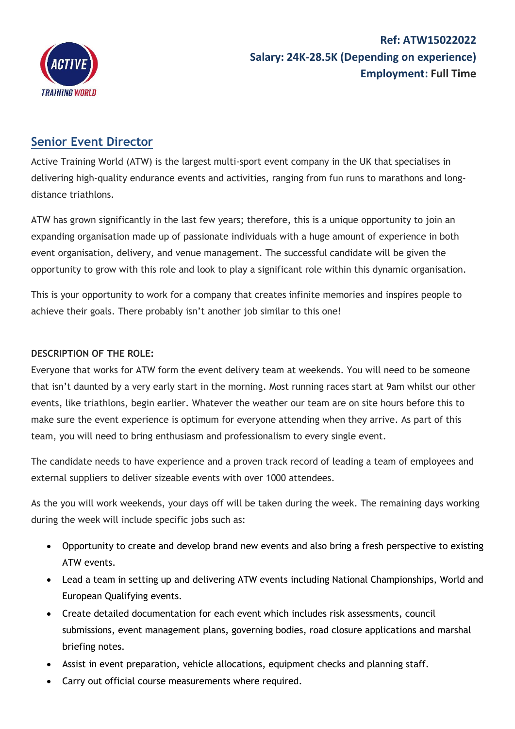**Ref: ATW15022022**
**Salary: 24K-28.5K (Depending on experience)**
**Employment: Full Time**

## Senior Event Director

Active Training World (ATW) is the largest multi-sport event company in the UK that specialises in delivering high-quality endurance events and activities, ranging from fun runs to marathons and long-distance triathlons.

ATW has grown significantly in the last few years; therefore, this is a unique opportunity to join an expanding organisation made up of passionate individuals with a huge amount of experience in both event organisation, delivery, and venue management. The successful candidate will be given the opportunity to grow with this role and look to play a significant role within this dynamic organisation.

This is your opportunity to work for a company that creates infinite memories and inspires people to achieve their goals. There probably isn't another job similar to this one!

**DESCRIPTION OF THE ROLE:**

Everyone that works for ATW form the event delivery team at weekends. You will need to be someone that isn't daunted by a very early start in the morning. Most running races start at 9am whilst our other events, like triathlons, begin earlier. Whatever the weather our team are on site hours before this to make sure the event experience is optimum for everyone attending when they arrive. As part of this team, you will need to bring enthusiasm and professionalism to every single event.

The candidate needs to have experience and a proven track record of leading a team of employees and external suppliers to deliver sizeable events with over 1000 attendees.

As the you will work weekends, your days off will be taken during the week. The remaining days working during the week will include specific jobs such as:

- Opportunity to create and develop brand new events and also bring a fresh perspective to existing ATW events.
- Lead a team in setting up and delivering ATW events including National Championships, World and European Qualifying events.
- Create detailed documentation for each event which includes risk assessments, council submissions, event management plans, governing bodies, road closure applications and marshal briefing notes.
- Assist in event preparation, vehicle allocations, equipment checks and planning staff.
- Carry out official course measurements where required.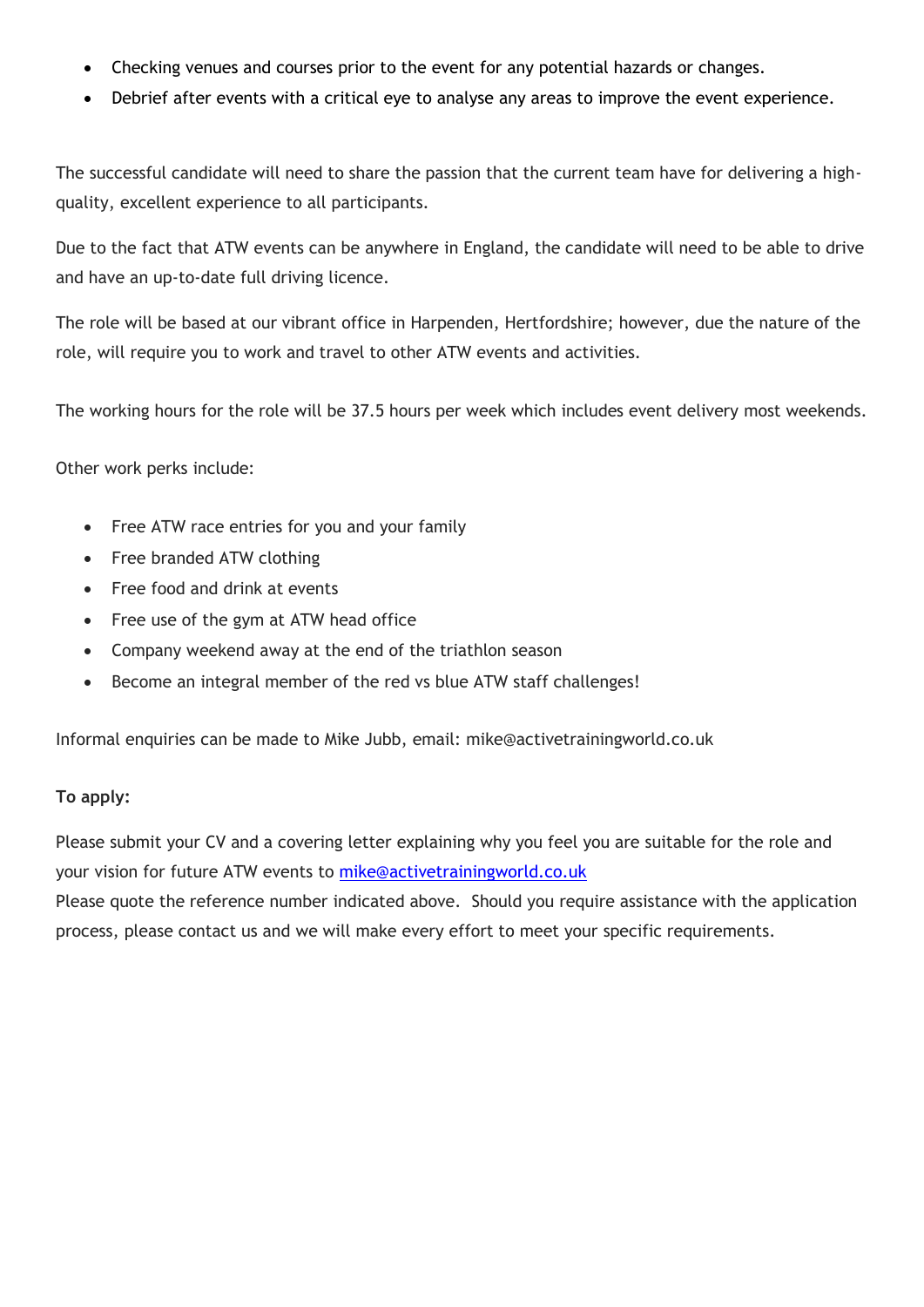- Checking venues and courses prior to the event for any potential hazards or changes.
- Debrief after events with a critical eye to analyse any areas to improve the event experience.

The successful candidate will need to share the passion that the current team have for delivering a high-quality, excellent experience to all participants.

Due to the fact that ATW events can be anywhere in England, the candidate will need to be able to drive and have an up-to-date full driving licence.

The role will be based at our vibrant office in Harpenden, Hertfordshire; however, due the nature of the role, will require you to work and travel to other ATW events and activities.

The working hours for the role will be 37.5 hours per week which includes event delivery most weekends.

Other work perks include:

- Free ATW race entries for you and your family
- Free branded ATW clothing
- Free food and drink at events
- Free use of the gym at ATW head office
- Company weekend away at the end of the triathlon season
- Become an integral member of the red vs blue ATW staff challenges!

Informal enquiries can be made to Mike Jubb, email: mike@activetrainingworld.co.uk

**To apply:**

Please submit your CV and a covering letter explaining why you feel you are suitable for the role and your vision for future ATW events to mike@activetrainingworld.co.uk
Please quote the reference number indicated above. Should you require assistance with the application process, please contact us and we will make every effort to meet your specific requirements.